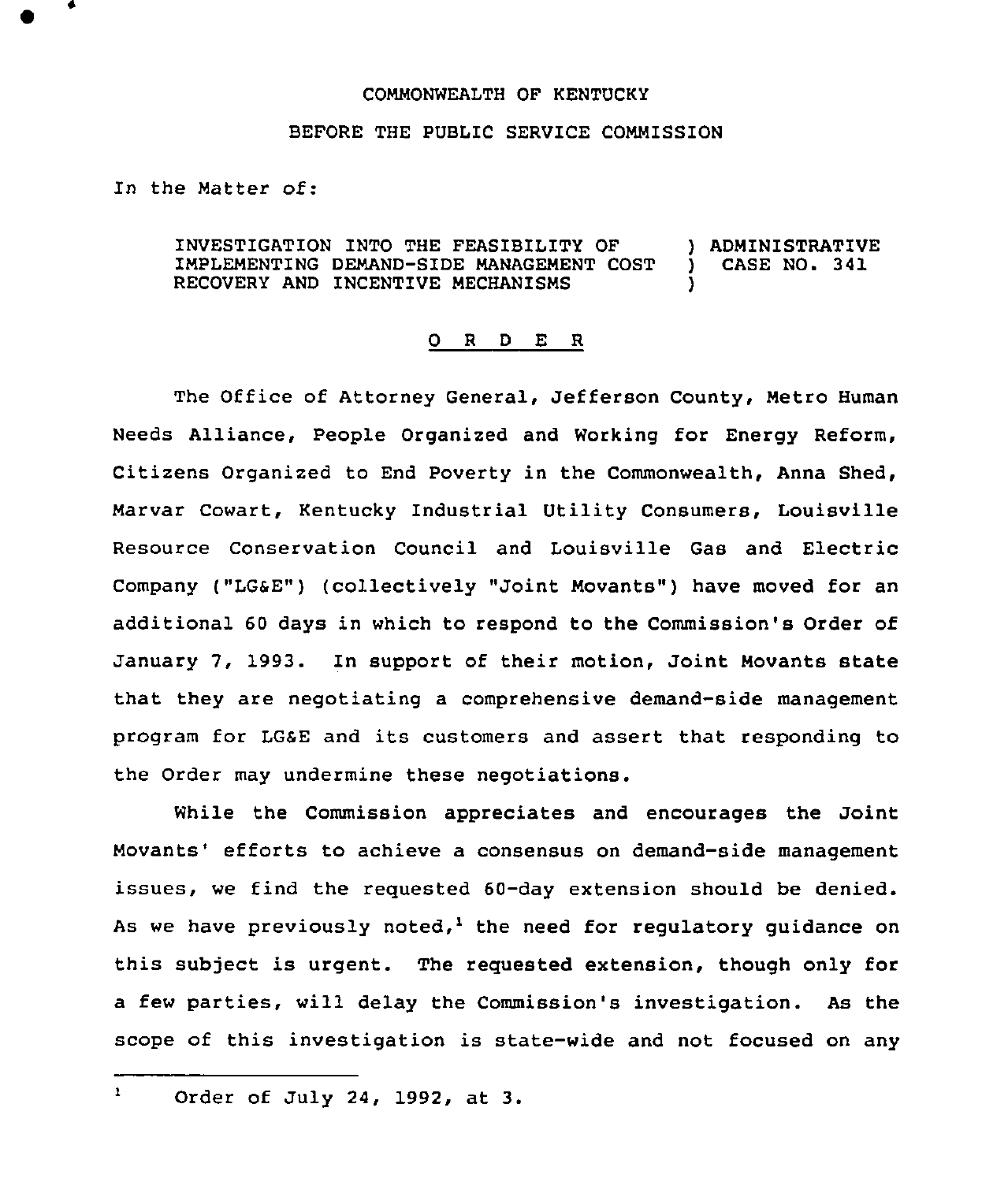COMMONWEALTH OF KENTUCKY

BEFORE THE PUBLIC SERVICE COMMISSION

In the Matter of:

INVESTIGATION INTO THE FEASIBILITY OF IMPLEMENTING DEMAND-SIDE MANAGEMENT COST RECOVERY AND INCENTIVE MECHANISMS ) ADMINISTRATIVE CASE NO. 341

O R D E R

The Office of Attorney General, Jefferson County, Metro Human Needs Alliance, People Organized and Working for Energy Reform, Citizens Organized to End Poverty in the Commonwealth, Anna Shed, Marvar Cowart, Kentucky Industrial Utility Consumers, Louisville Resource Conservation Council and Louisville Gas and Electric Company ("LG&E") (collectively "Joint Movants") have moved for an additional 60 days in which to respond to the Commission's Order of January 7, 1993. In support of their motion, Joint Movants state that they are negotiating a comprehensive demand-side management program for LG&E and its customers and assert that responding to the Order may undermine these negotiations.

While the Commission appreciates and encourages the Joint Movants' efforts to achieve a consensus on demand-side management issues, we find the requested 60-day extension should be denied. As we have previously noted,[1] the need for regulatory guidance on this subject is urgent. The requested extension, though only for a few parties, will delay the Commission's investigation. As the scope of this investigation is state-wide and not focused on any

[1] Order of July 24, 1992, at 3.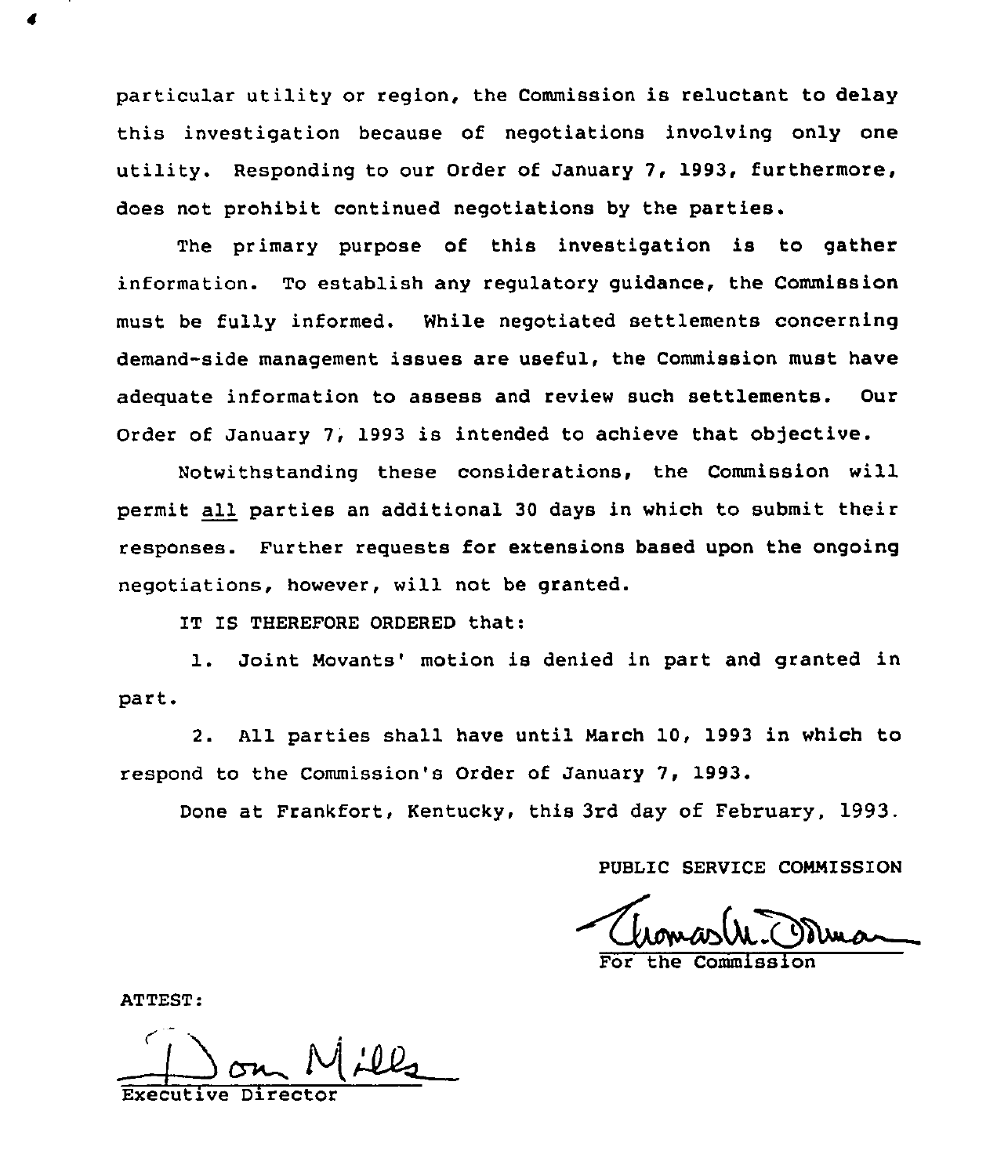particular utility or region, the Commission is reluctant to delay this investigation because of negotiations involving only one utility. Responding to our Order of January 7, 1993, furthermore, does not prohibit continued negotiations by the parties.

The primary purpose of this investigation is to gather information. To establish any regulatory guidance, the Commission must be fully informed. While negotiated settlements concerning demand-side management issues are useful, the Commission must have adequate information to assess and review such settlements. Our Order of January 7, 1993 is intended to achieve that objective.

Notwithstanding these considerations, the Commission will permit <u>all</u> parties an additional 30 days in which to submit their responses. Further requests for extensions based upon the ongoing negotiations, however, will not be granted.

IT IS THEREFORE ORDERED that:

1. Joint Movants' motion is denied in part and granted in part.

2. All parties shall have until March 10, 1993 in which to respond to the Commission's Order of January 7, 1993.

Done at Frankfort, Kentucky, this 3rd day of February, 1993.

PUBLIC SERVICE COMMISSION

For the Commission

ATTEST:

Executive Director